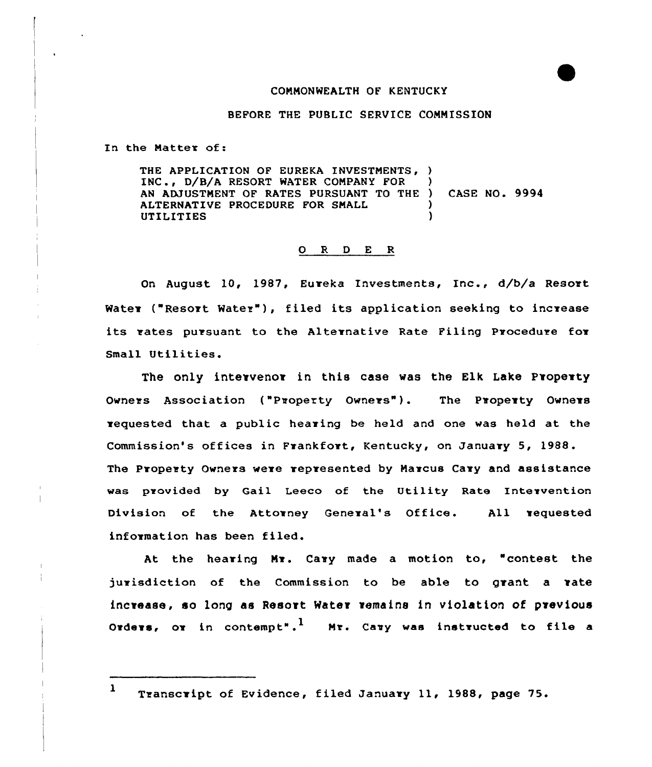COMMONWEALTH OF KENTUCKY

BEFORE THE PUBLIC SERVICE COMMISSION

In the Matter of:

THE APPLICATION OF EUREKA INVESTMENTS, INC., D/B/A RESORT WATER COMPANY FOR AN ADJUSTMENT OF RATES PURSUANT TO THE ALTERNATIVE PROCEDURE FOR SMALL UTILITIES ) CASE NO. 9994

## O R D E R

On August 10, 1987, Eureka Investments, Inc., d/b/a Resort Water ("Resort Water"), filed its application seeking to increase its rates pursuant to the Alternative Rate Filing Procedure for Small Utilities.

The only intervenor in this case was the Elk Lake Property Owners Association ("Property Owners"). The Property Owners requested that a public hearing be held and one was held at the Commission's offices in Frankfort, Kentucky, on January 5, 1988. The Property Owners were represented by Marcus Cary and assistance was provided by Gail Leeco of the Utility Rate Intervention Division of the Attorney General's Office. All requested information has been filed.

At the hearing Mr. Cary made a motion to, "contest the jurisdiction of the Commission to be able to grant a rate increase, so long as Resort Water remains in violation of previous Orders, or in contempt".[1] Mr. Cary was instructed to file a

---

[1] Transcript of Evidence, filed January 11, 1988, page 75.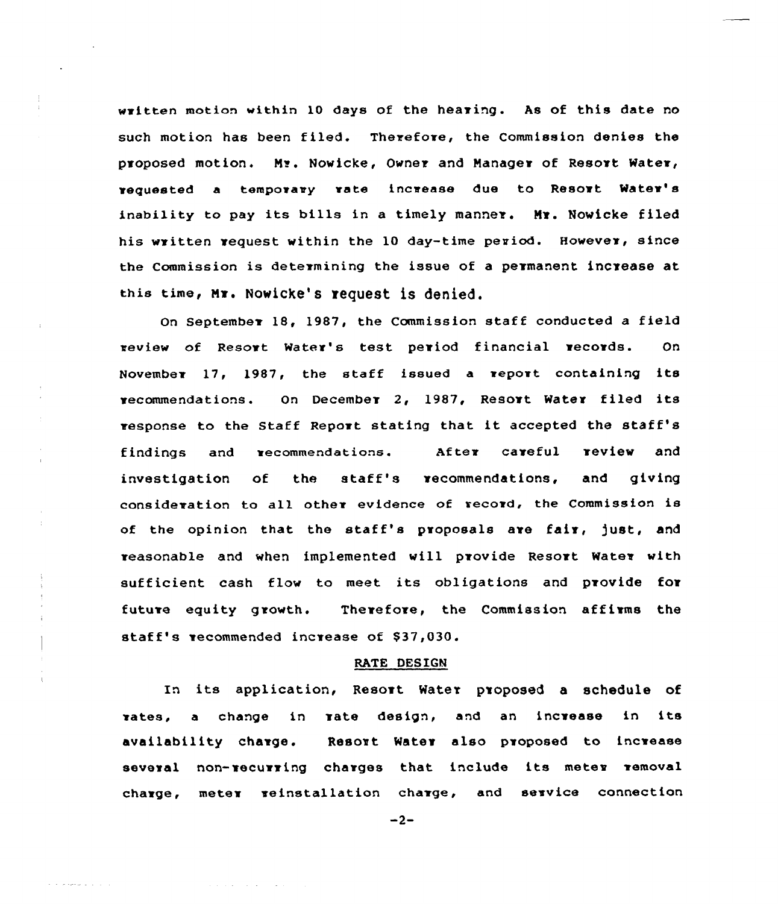written motion within 10 days of the hearing. As of this date no such motion has been filed. Therefore, the Commission denies the proposed motion. Mr. Nowicke, Owner and Manager of Resort Water, requested a temporary rate increase due to Resort Water's inability to pay its bills in a timely manner. Mr. Nowicke filed his written request within the 10 day-time period. However, since the Commission is determining the issue of a permanent increase at this time, Mr. Nowicke's request is denied.

On September 18, 1987, the Commission staff conducted a field review of Resort Water's test period financial records. On November 17, 1987, the staff issued a report containing its recommendations. On December 2, 1987, Resort Water filed its response to the Staff Report stating that it accepted the staff's findings and recommendations. After careful review and investigation of the staff's recommendations, and giving consideration to all other evidence of record, the Commission is of the opinion that the staff's proposals are fair, just, and reasonable and when implemented will provide Resort Water with sufficient cash flow to meet its obligations and provide for future equity growth. Therefore, the Commission affirms the staff's recommended increase of $37,030.

## RATE DESIGN

In its application, Resort Water proposed a schedule of rates, a change in rate design, and an increase in its availability charge. Resort Water also proposed to increase several non-recurring charges that include its meter removal charge, meter reinstallation charge, and service connection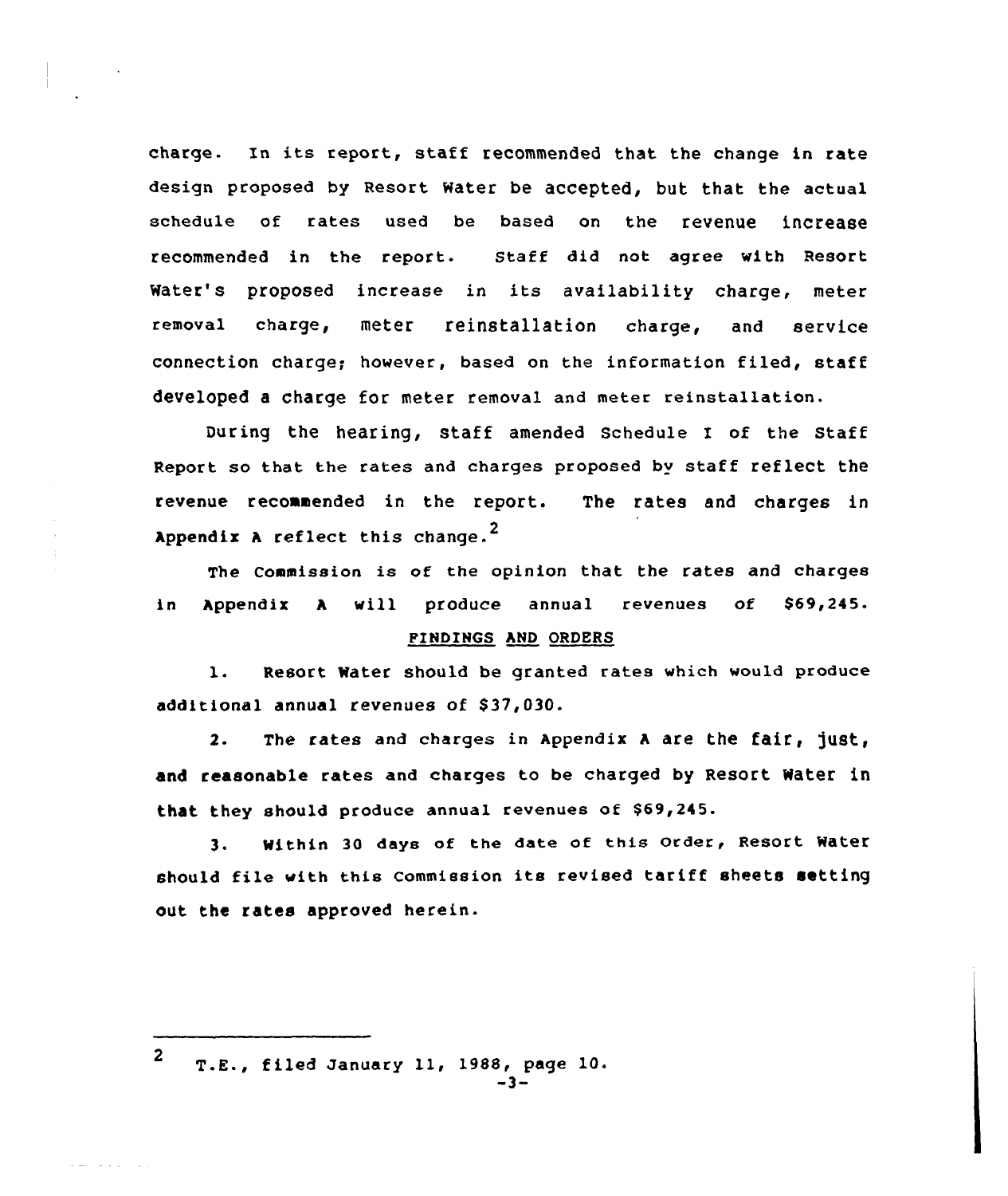charge. In its report, staff recommended that the change in rate design proposed by Resort Water be accepted, but that the actual schedule of rates used be based on the revenue increase recommended in the report. Staff did not agree with Resort Water's proposed increase in its availability charge, meter removal charge, meter reinstallation charge, and service connection charge; however, based on the information filed, staff developed a charge for meter removal and meter reinstallation.

During the hearing, staff amended Schedule I of the Staff Report so that the rates and charges proposed by staff reflect the revenue recommended in the report. The rates and charges in Appendix A reflect this change.[2]

The Commission is of the opinion that the rates and charges in Appendix A will produce annual revenues of $69,245.

## FINDINGS AND ORDERS

1. Resort Water should be granted rates which would produce additional annual revenues of $37,030.

2. The rates and charges in Appendix A are the fair, just, and reasonable rates and charges to be charged by Resort Water in that they should produce annual revenues of $69,245.

3. Within 30 days of the date of this Order, Resort Water should file with this Commission its revised tariff sheets setting out the rates approved herein.

---

[2] T.E., filed January 11, 1988, page 10.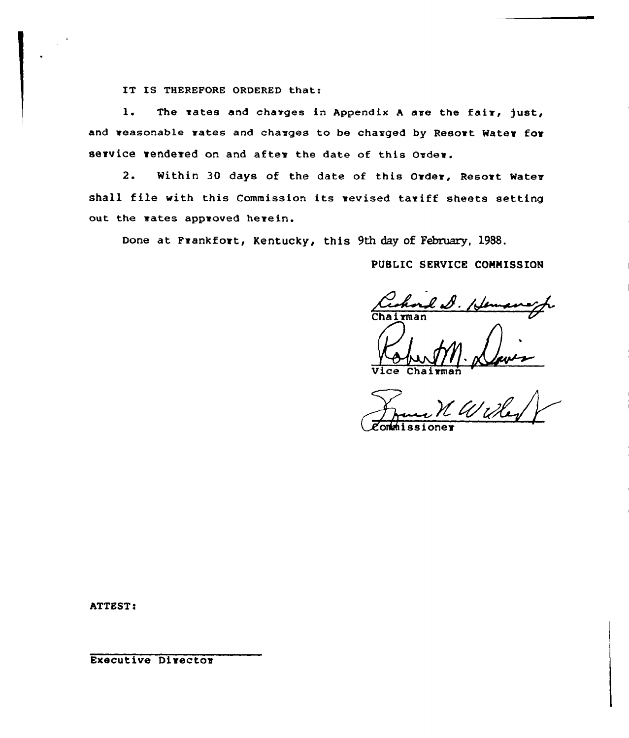IT IS THEREFORE ORDERED that:

1. The rates and charges in Appendix A are the fair, just, and reasonable rates and charges to be charged by Resort Water for service rendered on and after the date of this Order.

2. Within 30 days of the date of this Order, Resort Water shall file with this Commission its revised tariff sheets setting out the rates approved herein.

Done at Frankfort, Kentucky, this 9th day of February, 1988.

PUBLIC SERVICE COMMISSION

Chairman

Vice Chairman

Commissioner

ATTEST:

Executive Director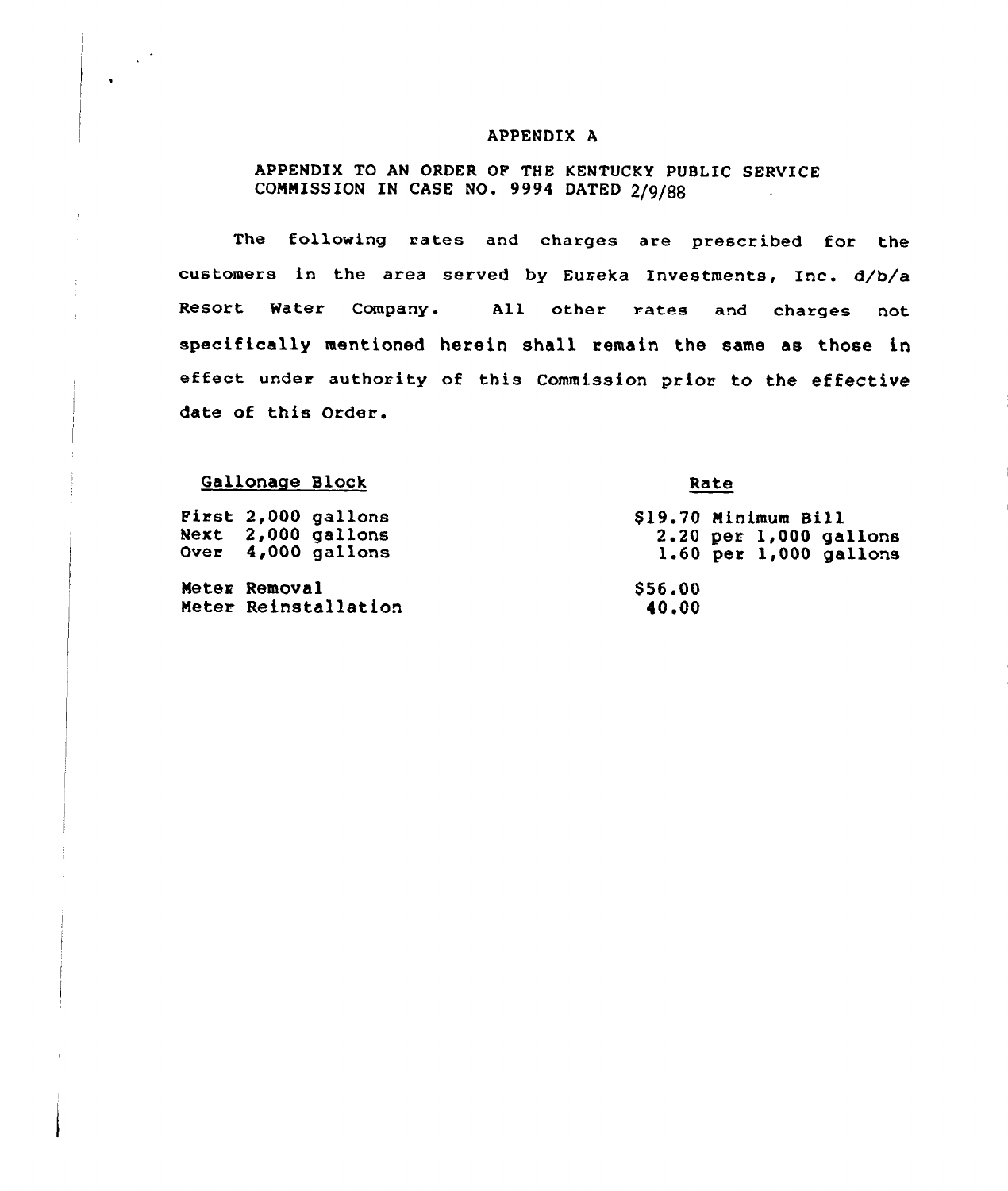# APPENDIX A

APPENDIX TO AN ORDER OF THE KENTUCKY PUBLIC SERVICE COMMISSION IN CASE NO. 9994 DATED 2/9/88

The following rates and charges are prescribed for the customers in the area served by Eureka Investments, Inc. d/b/a Resort Water Company. All other rates and charges not specifically mentioned herein shall remain the same as those in effect under authority of this Commission prior to the effective date of this Order.

| Gallonage Block | Rate |
|---|---|
| First 2,000 gallons | $19.70 Minimum Bill |
| Next 2,000 gallons | 2.20 per 1,000 gallons |
| Over 4,000 gallons | 1.60 per 1,000 gallons |
| Meter Removal | $56.00 |
| Meter Reinstallation | 40.00 |